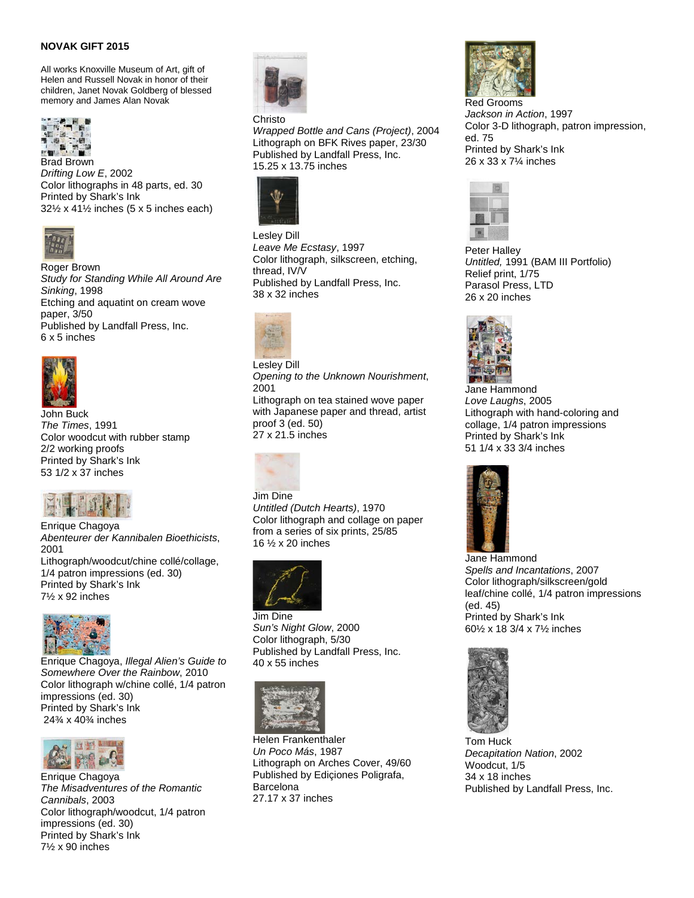**NOVAK GIFT 2015**

All works Knoxville Museum of Art, gift of Helen and Russell Novak in honor of their children, Janet Novak Goldberg of blessed memory and James Alan Novak

Brad Brown
*Drifting Low E*, 2002
Color lithographs in 48 parts, ed. 30
Printed by Shark's Ink
32½ x 41½ inches (5 x 5 inches each)

Roger Brown
*Study for Standing While All Around Are Sinking*, 1998
Etching and aquatint on cream wove paper, 3/50
Published by Landfall Press, Inc.
6 x 5 inches

John Buck
*The Times*, 1991
Color woodcut with rubber stamp
2/2 working proofs
Printed by Shark's Ink
53 1/2 x 37 inches

Enrique Chagoya
*Abenteurer der Kannibalen Bioethicists*, 2001
Lithograph/woodcut/chine collé/collage, 1/4 patron impressions (ed. 30)
Printed by Shark's Ink
7½ x 92 inches

Enrique Chagoya, *Illegal Alien's Guide to Somewhere Over the Rainbow*, 2010
Color lithograph w/chine collé, 1/4 patron impressions (ed. 30)
Printed by Shark's Ink
24¾ x 40¾ inches

Enrique Chagoya
*The Misadventures of the Romantic Cannibals*, 2003
Color lithograph/woodcut, 1/4 patron impressions (ed. 30)
Printed by Shark's Ink
7½ x 90 inches

Christo
*Wrapped Bottle and Cans (Project)*, 2004
Lithograph on BFK Rives paper, 23/30
Published by Landfall Press, Inc.
15.25 x 13.75 inches

Lesley Dill
*Leave Me Ecstasy*, 1997
Color lithograph, silkscreen, etching, thread, IV/V
Published by Landfall Press, Inc.
38 x 32 inches

Lesley Dill
*Opening to the Unknown Nourishment*, 2001
Lithograph on tea stained wove paper with Japanese paper and thread, artist proof 3 (ed. 50)
27 x 21.5 inches

Jim Dine
*Untitled (Dutch Hearts)*, 1970
Color lithograph and collage on paper from a series of six prints, 25/85
16 ½ x 20 inches

Jim Dine
*Sun's Night Glow*, 2000
Color lithograph, 5/30
Published by Landfall Press, Inc.
40 x 55 inches

Helen Frankenthaler
*Un Poco Más*, 1987
Lithograph on Arches Cover, 49/60
Published by Ediçiones Poligrafa, Barcelona
27.17 x 37 inches

Red Grooms
*Jackson in Action*, 1997
Color 3-D lithograph, patron impression, ed. 75
Printed by Shark's Ink
26 x 33 x 7¼ inches

Peter Halley
*Untitled,* 1991 (BAM III Portfolio)
Relief print, 1/75
Parasol Press, LTD
26 x 20 inches

Jane Hammond
*Love Laughs*, 2005
Lithograph with hand-coloring and collage, 1/4 patron impressions
Printed by Shark's Ink
51 1/4 x 33 3/4 inches

Jane Hammond
*Spells and Incantations*, 2007
Color lithograph/silkscreen/gold leaf/chine collé, 1/4 patron impressions (ed. 45)
Printed by Shark's Ink
60½ x 18 3/4 x 7½ inches

Tom Huck
*Decapitation Nation*, 2002
Woodcut, 1/5
34 x 18 inches
Published by Landfall Press, Inc.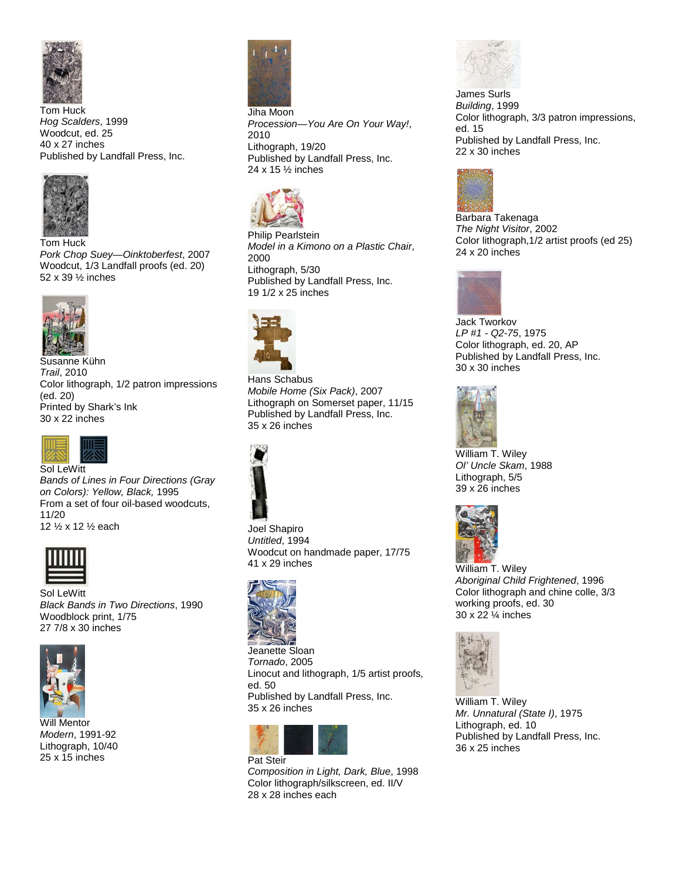Tom Huck
*Hog Scalders*, 1999
Woodcut, ed. 25
40 x 27 inches
Published by Landfall Press, Inc.

Tom Huck
*Pork Chop Suey—Oinktoberfest*, 2007
Woodcut, 1/3 Landfall proofs (ed. 20)
52 x 39 ½ inches

Susanne Kühn
*Trail*, 2010
Color lithograph, 1/2 patron impressions (ed. 20)
Printed by Shark's Ink
30 x 22 inches

Sol LeWitt
*Bands of Lines in Four Directions (Gray on Colors): Yellow, Black,* 1995
From a set of four oil-based woodcuts, 11/20
12 ½ x 12 ½ each

Sol LeWitt
*Black Bands in Two Directions*, 1990
Woodblock print, 1/75
27 7/8 x 30 inches

Will Mentor
*Modern*, 1991-92
Lithograph, 10/40
25 x 15 inches

Jiha Moon
*Procession—You Are On Your Way!*, 2010
Lithograph, 19/20
Published by Landfall Press, Inc.
24 x 15 ½ inches

Philip Pearlstein
*Model in a Kimono on a Plastic Chair*, 2000
Lithograph, 5/30
Published by Landfall Press, Inc.
19 1/2 x 25 inches

Hans Schabus
*Mobile Home (Six Pack)*, 2007
Lithograph on Somerset paper, 11/15
Published by Landfall Press, Inc.
35 x 26 inches

Joel Shapiro
*Untitled*, 1994
Woodcut on handmade paper, 17/75
41 x 29 inches

Jeanette Sloan
*Tornado*, 2005
Linocut and lithograph, 1/5 artist proofs, ed. 50
Published by Landfall Press, Inc.
35 x 26 inches

Pat Steir
*Composition in Light, Dark, Blue*, 1998
Color lithograph/silkscreen, ed. II/V
28 x 28 inches each

James Surls
*Building*, 1999
Color lithograph, 3/3 patron impressions, ed. 15
Published by Landfall Press, Inc.
22 x 30 inches

Barbara Takenaga
*The Night Visitor*, 2002
Color lithograph,1/2 artist proofs (ed 25)
24 x 20 inches

Jack Tworkov
*LP #1 - Q2-75*, 1975
Color lithograph, ed. 20, AP
Published by Landfall Press, Inc.
30 x 30 inches

William T. Wiley
*Ol' Uncle Skam*, 1988
Lithograph, 5/5
39 x 26 inches

William T. Wiley
*Aboriginal Child Frightened*, 1996
Color lithograph and chine colle, 3/3 working proofs, ed. 30
30 x 22 ¼ inches

William T. Wiley
*Mr. Unnatural (State I)*, 1975
Lithograph, ed. 10
Published by Landfall Press, Inc.
36 x 25 inches